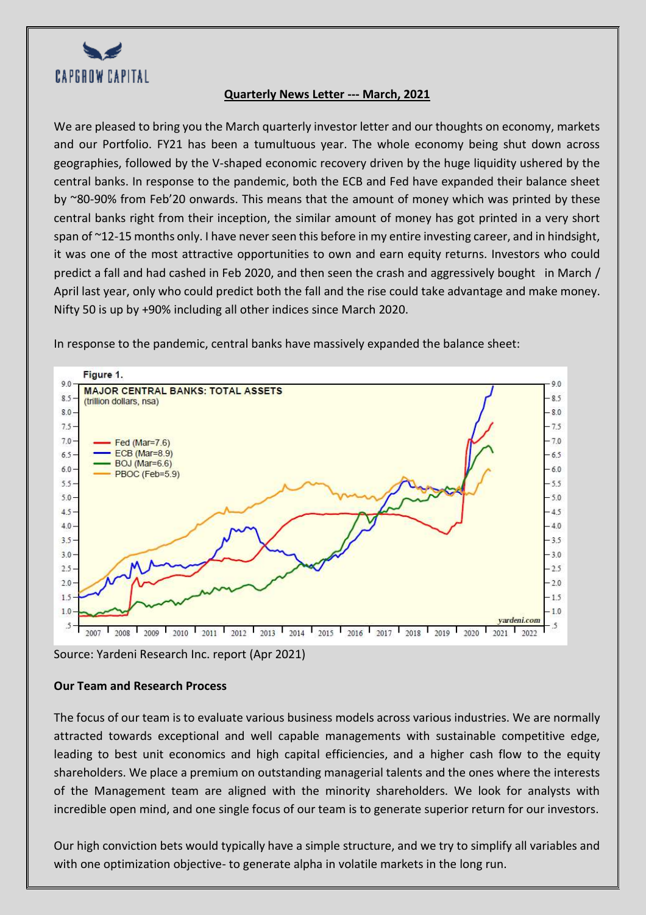CAPGROW CAPITAL

**Quarterly News Letter --- March, 2021**

We are pleased to bring you the March quarterly investor letter and our thoughts on economy, markets and our Portfolio. FY21 has been a tumultuous year. The whole economy being shut down across geographies, followed by the V-shaped economic recovery driven by the huge liquidity ushered by the central banks. In response to the pandemic, both the ECB and Fed have expanded their balance sheet by ~80-90% from Feb'20 onwards. This means that the amount of money which was printed by these central banks right from their inception, the similar amount of money has got printed in a very short span of ~12-15 months only. I have never seen this before in my entire investing career, and in hindsight, it was one of the most attractive opportunities to own and earn equity returns. Investors who could predict a fall and had cashed in Feb 2020, and then seen the crash and aggressively bought in March / April last year, only who could predict both the fall and the rise could take advantage and make money. Nifty 50 is up by +90% including all other indices since March 2020.

In response to the pandemic, central banks have massively expanded the balance sheet:

Figure 1.

MAJOR CENTRAL BANKS: TOTAL ASSETS (trillion dollars, nsa)

Fed (Mar=7.6)
ECB (Mar=8.9)
BOJ (Mar=6.6)
PBOC (Feb=5.9)

Source: Yardeni Research Inc. report (Apr 2021)

**Our Team and Research Process**

The focus of our team is to evaluate various business models across various industries. We are normally attracted towards exceptional and well capable managements with sustainable competitive edge, leading to best unit economics and high capital efficiencies, and a higher cash flow to the equity shareholders. We place a premium on outstanding managerial talents and the ones where the interests of the Management team are aligned with the minority shareholders. We look for analysts with incredible open mind, and one single focus of our team is to generate superior return for our investors.

Our high conviction bets would typically have a simple structure, and we try to simplify all variables and with one optimization objective- to generate alpha in volatile markets in the long run.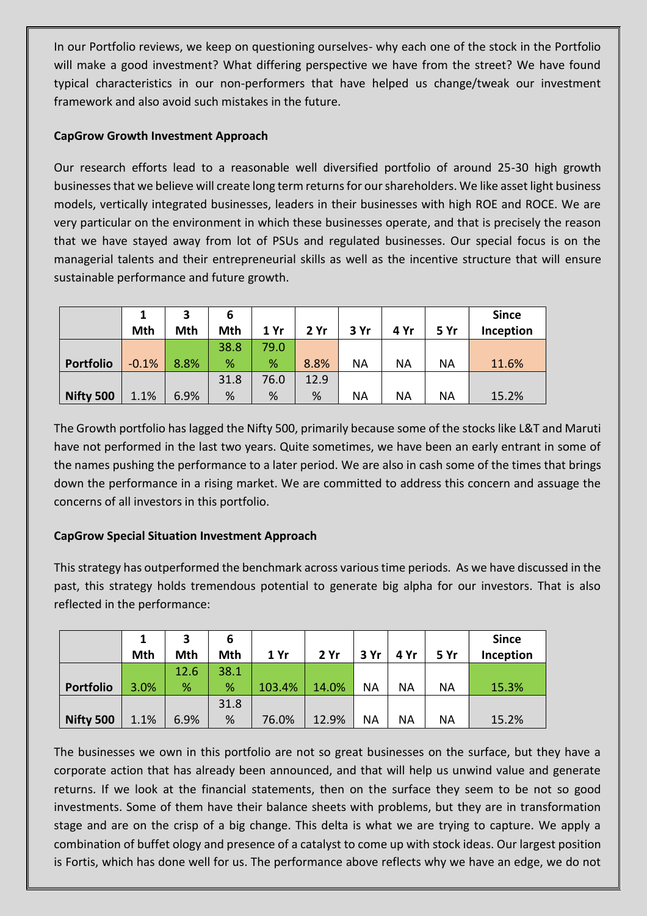In our Portfolio reviews, we keep on questioning ourselves- why each one of the stock in the Portfolio will make a good investment? What differing perspective we have from the street? We have found typical characteristics in our non-performers that have helped us change/tweak our investment framework and also avoid such mistakes in the future.

**CapGrow Growth Investment Approach**

Our research efforts lead to a reasonable well diversified portfolio of around 25-30 high growth businesses that we believe will create long term returns for our shareholders. We like asset light business models, vertically integrated businesses, leaders in their businesses with high ROE and ROCE. We are very particular on the environment in which these businesses operate, and that is precisely the reason that we have stayed away from lot of PSUs and regulated businesses. Our special focus is on the managerial talents and their entrepreneurial skills as well as the incentive structure that will ensure sustainable performance and future growth.

| | 1 Mth | 3 Mth | 6 Mth | 1 Yr | 2 Yr | 3 Yr | 4 Yr | 5 Yr | Since Inception |
|---|---|---|---|---|---|---|---|---|---|
| **Portfolio** | -0.1% | 8.8% | 38.8% | 79.0% | 8.8% | NA | NA | NA | 11.6% |
| **Nifty 500** | 1.1% | 6.9% | 31.8% | 76.0% | 12.9% | NA | NA | NA | 15.2% |

The Growth portfolio has lagged the Nifty 500, primarily because some of the stocks like L&T and Maruti have not performed in the last two years. Quite sometimes, we have been an early entrant in some of the names pushing the performance to a later period. We are also in cash some of the times that brings down the performance in a rising market. We are committed to address this concern and assuage the concerns of all investors in this portfolio.

**CapGrow Special Situation Investment Approach**

This strategy has outperformed the benchmark across various time periods. As we have discussed in the past, this strategy holds tremendous potential to generate big alpha for our investors. That is also reflected in the performance:

| | 1 Mth | 3 Mth | 6 Mth | 1 Yr | 2 Yr | 3 Yr | 4 Yr | 5 Yr | Since Inception |
|---|---|---|---|---|---|---|---|---|---|
| **Portfolio** | 3.0% | 12.6% | 38.1% | 103.4% | 14.0% | NA | NA | NA | 15.3% |
| **Nifty 500** | 1.1% | 6.9% | 31.8% | 76.0% | 12.9% | NA | NA | NA | 15.2% |

The businesses we own in this portfolio are not so great businesses on the surface, but they have a corporate action that has already been announced, and that will help us unwind value and generate returns. If we look at the financial statements, then on the surface they seem to be not so good investments. Some of them have their balance sheets with problems, but they are in transformation stage and are on the crisp of a big change. This delta is what we are trying to capture. We apply a combination of buffet ology and presence of a catalyst to come up with stock ideas. Our largest position is Fortis, which has done well for us. The performance above reflects why we have an edge, we do not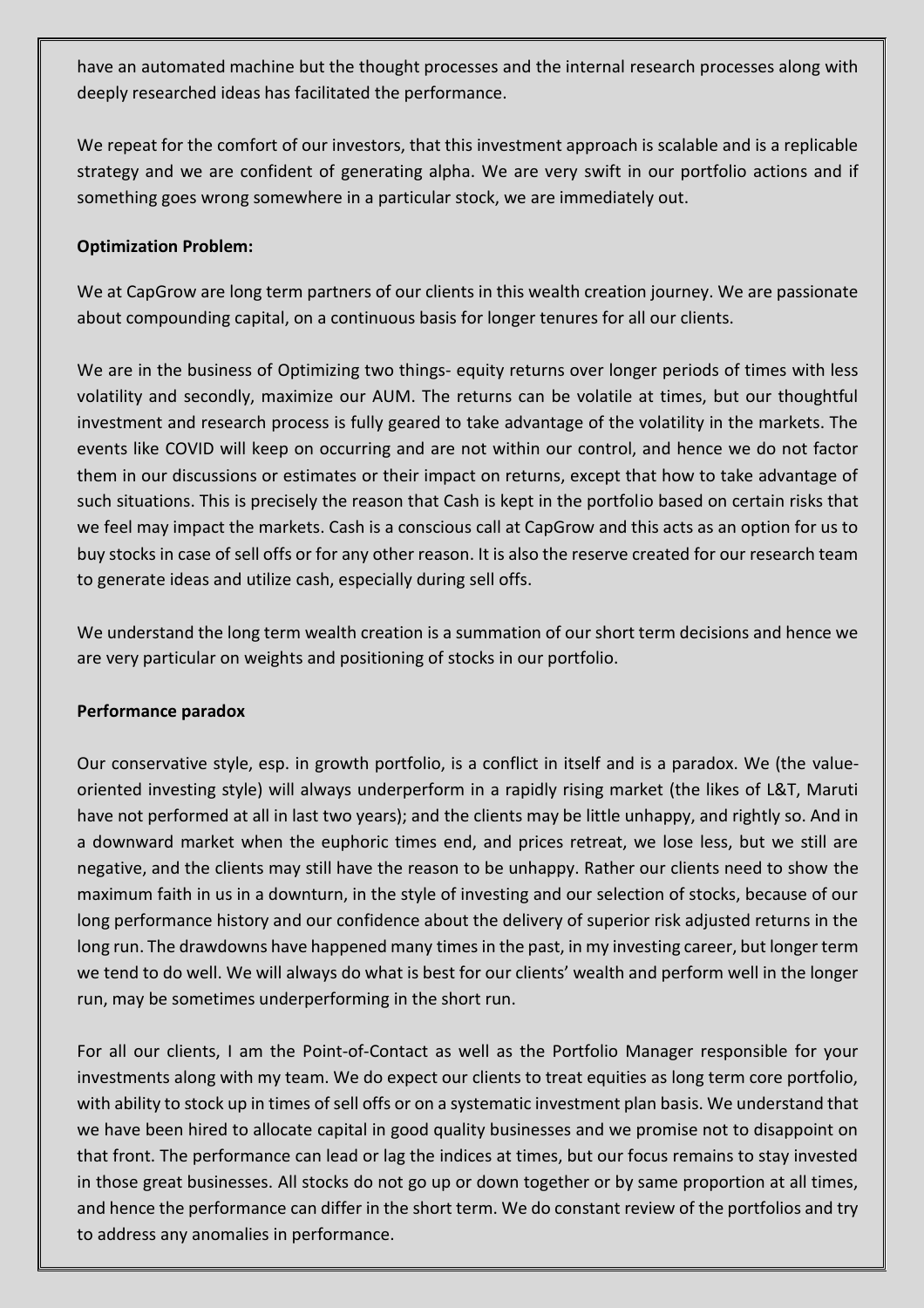have an automated machine but the thought processes and the internal research processes along with deeply researched ideas has facilitated the performance.

We repeat for the comfort of our investors, that this investment approach is scalable and is a replicable strategy and we are confident of generating alpha. We are very swift in our portfolio actions and if something goes wrong somewhere in a particular stock, we are immediately out.

**Optimization Problem:**

We at CapGrow are long term partners of our clients in this wealth creation journey. We are passionate about compounding capital, on a continuous basis for longer tenures for all our clients.

We are in the business of Optimizing two things- equity returns over longer periods of times with less volatility and secondly, maximize our AUM. The returns can be volatile at times, but our thoughtful investment and research process is fully geared to take advantage of the volatility in the markets. The events like COVID will keep on occurring and are not within our control, and hence we do not factor them in our discussions or estimates or their impact on returns, except that how to take advantage of such situations. This is precisely the reason that Cash is kept in the portfolio based on certain risks that we feel may impact the markets. Cash is a conscious call at CapGrow and this acts as an option for us to buy stocks in case of sell offs or for any other reason. It is also the reserve created for our research team to generate ideas and utilize cash, especially during sell offs.

We understand the long term wealth creation is a summation of our short term decisions and hence we are very particular on weights and positioning of stocks in our portfolio.

**Performance paradox**

Our conservative style, esp. in growth portfolio, is a conflict in itself and is a paradox. We (the value-oriented investing style) will always underperform in a rapidly rising market (the likes of L&T, Maruti have not performed at all in last two years); and the clients may be little unhappy, and rightly so. And in a downward market when the euphoric times end, and prices retreat, we lose less, but we still are negative, and the clients may still have the reason to be unhappy. Rather our clients need to show the maximum faith in us in a downturn, in the style of investing and our selection of stocks, because of our long performance history and our confidence about the delivery of superior risk adjusted returns in the long run. The drawdowns have happened many times in the past, in my investing career, but longer term we tend to do well. We will always do what is best for our clients' wealth and perform well in the longer run, may be sometimes underperforming in the short run.

For all our clients, I am the Point-of-Contact as well as the Portfolio Manager responsible for your investments along with my team. We do expect our clients to treat equities as long term core portfolio, with ability to stock up in times of sell offs or on a systematic investment plan basis. We understand that we have been hired to allocate capital in good quality businesses and we promise not to disappoint on that front. The performance can lead or lag the indices at times, but our focus remains to stay invested in those great businesses. All stocks do not go up or down together or by same proportion at all times, and hence the performance can differ in the short term. We do constant review of the portfolios and try to address any anomalies in performance.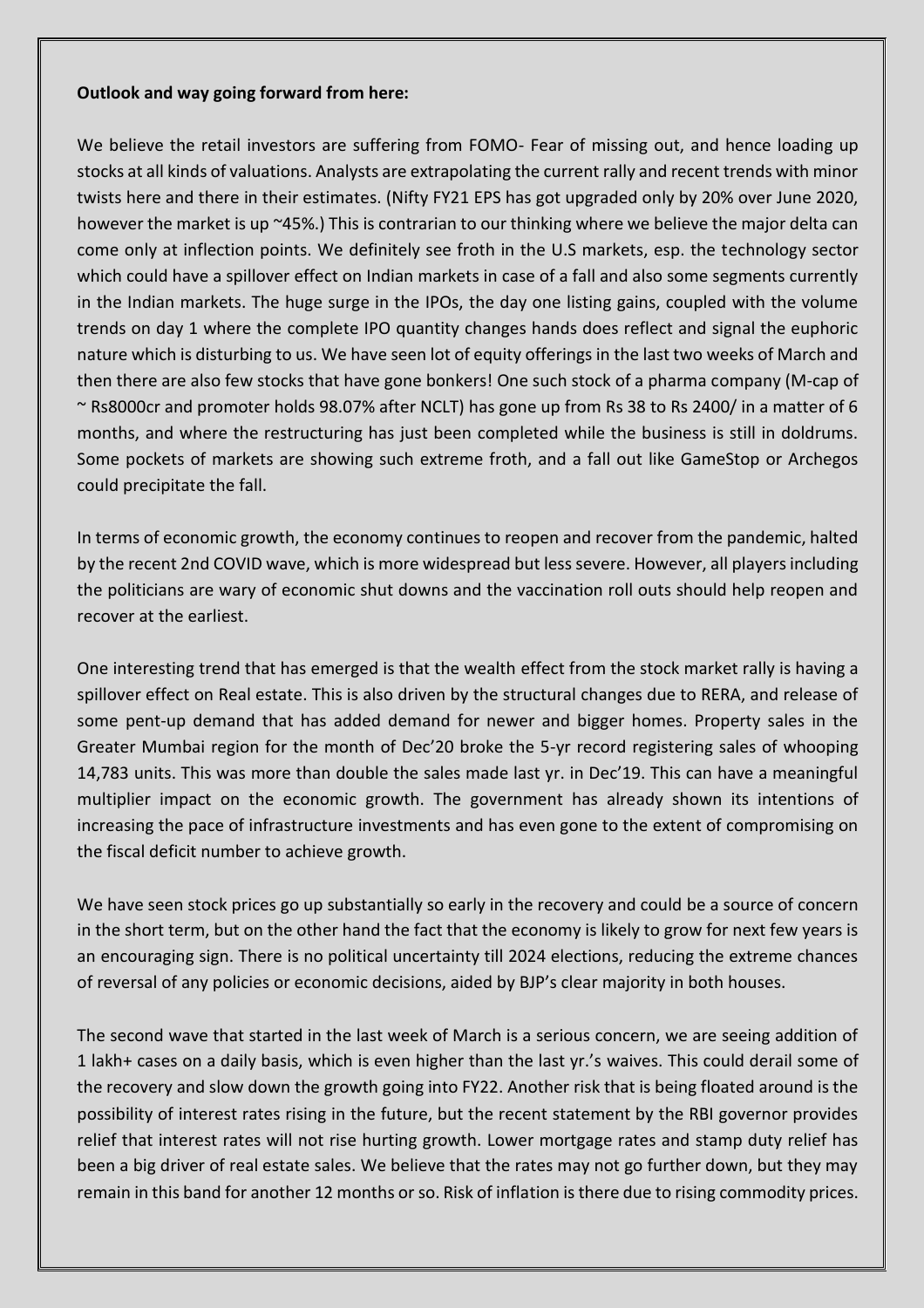**Outlook and way going forward from here:**

We believe the retail investors are suffering from FOMO- Fear of missing out, and hence loading up stocks at all kinds of valuations. Analysts are extrapolating the current rally and recent trends with minor twists here and there in their estimates. (Nifty FY21 EPS has got upgraded only by 20% over June 2020, however the market is up ~45%.) This is contrarian to our thinking where we believe the major delta can come only at inflection points. We definitely see froth in the U.S markets, esp. the technology sector which could have a spillover effect on Indian markets in case of a fall and also some segments currently in the Indian markets. The huge surge in the IPOs, the day one listing gains, coupled with the volume trends on day 1 where the complete IPO quantity changes hands does reflect and signal the euphoric nature which is disturbing to us. We have seen lot of equity offerings in the last two weeks of March and then there are also few stocks that have gone bonkers! One such stock of a pharma company (M-cap of ~ Rs8000cr and promoter holds 98.07% after NCLT) has gone up from Rs 38 to Rs 2400/ in a matter of 6 months, and where the restructuring has just been completed while the business is still in doldrums. Some pockets of markets are showing such extreme froth, and a fall out like GameStop or Archegos could precipitate the fall.

In terms of economic growth, the economy continues to reopen and recover from the pandemic, halted by the recent 2nd COVID wave, which is more widespread but less severe. However, all players including the politicians are wary of economic shut downs and the vaccination roll outs should help reopen and recover at the earliest.

One interesting trend that has emerged is that the wealth effect from the stock market rally is having a spillover effect on Real estate. This is also driven by the structural changes due to RERA, and release of some pent-up demand that has added demand for newer and bigger homes. Property sales in the Greater Mumbai region for the month of Dec'20 broke the 5-yr record registering sales of whooping 14,783 units. This was more than double the sales made last yr. in Dec'19. This can have a meaningful multiplier impact on the economic growth. The government has already shown its intentions of increasing the pace of infrastructure investments and has even gone to the extent of compromising on the fiscal deficit number to achieve growth.

We have seen stock prices go up substantially so early in the recovery and could be a source of concern in the short term, but on the other hand the fact that the economy is likely to grow for next few years is an encouraging sign. There is no political uncertainty till 2024 elections, reducing the extreme chances of reversal of any policies or economic decisions, aided by BJP's clear majority in both houses.

The second wave that started in the last week of March is a serious concern, we are seeing addition of 1 lakh+ cases on a daily basis, which is even higher than the last yr.'s waives. This could derail some of the recovery and slow down the growth going into FY22. Another risk that is being floated around is the possibility of interest rates rising in the future, but the recent statement by the RBI governor provides relief that interest rates will not rise hurting growth. Lower mortgage rates and stamp duty relief has been a big driver of real estate sales. We believe that the rates may not go further down, but they may remain in this band for another 12 months or so. Risk of inflation is there due to rising commodity prices.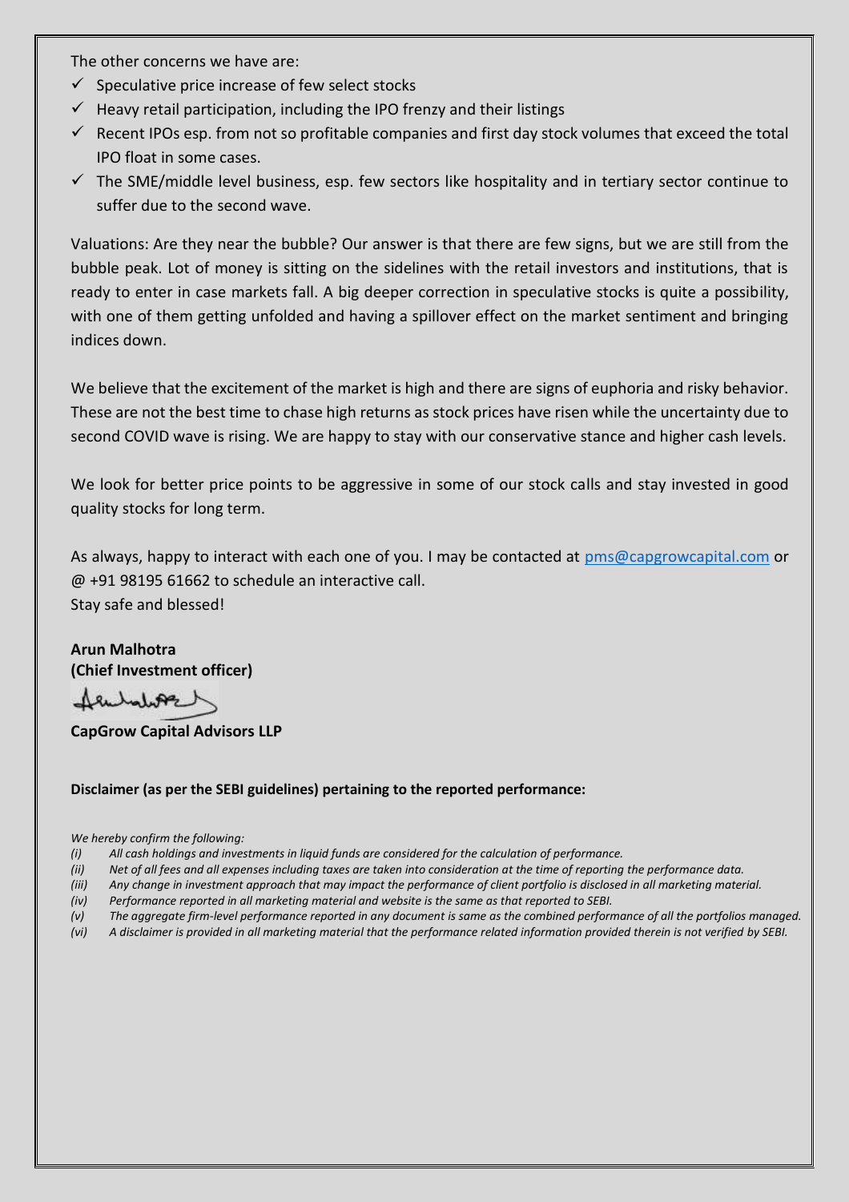The other concerns we have are:

- ✓ Speculative price increase of few select stocks
- ✓ Heavy retail participation, including the IPO frenzy and their listings
- ✓ Recent IPOs esp. from not so profitable companies and first day stock volumes that exceed the total IPO float in some cases.
- ✓ The SME/middle level business, esp. few sectors like hospitality and in tertiary sector continue to suffer due to the second wave.

Valuations: Are they near the bubble? Our answer is that there are few signs, but we are still from the bubble peak. Lot of money is sitting on the sidelines with the retail investors and institutions, that is ready to enter in case markets fall. A big deeper correction in speculative stocks is quite a possibility, with one of them getting unfolded and having a spillover effect on the market sentiment and bringing indices down.

We believe that the excitement of the market is high and there are signs of euphoria and risky behavior. These are not the best time to chase high returns as stock prices have risen while the uncertainty due to second COVID wave is rising. We are happy to stay with our conservative stance and higher cash levels.

We look for better price points to be aggressive in some of our stock calls and stay invested in good quality stocks for long term.

As always, happy to interact with each one of you. I may be contacted at pms@capgrowcapital.com or @ +91 98195 61662 to schedule an interactive call.
Stay safe and blessed!

**Arun Malhotra**
**(Chief Investment officer)**

**CapGrow Capital Advisors LLP**

**Disclaimer (as per the SEBI guidelines) pertaining to the reported performance:**

*We hereby confirm the following:*

*(i) All cash holdings and investments in liquid funds are considered for the calculation of performance.*
*(ii) Net of all fees and all expenses including taxes are taken into consideration at the time of reporting the performance data.*
*(iii) Any change in investment approach that may impact the performance of client portfolio is disclosed in all marketing material.*
*(iv) Performance reported in all marketing material and website is the same as that reported to SEBI.*
*(v) The aggregate firm-level performance reported in any document is same as the combined performance of all the portfolios managed.*
*(vi) A disclaimer is provided in all marketing material that the performance related information provided therein is not verified by SEBI.*